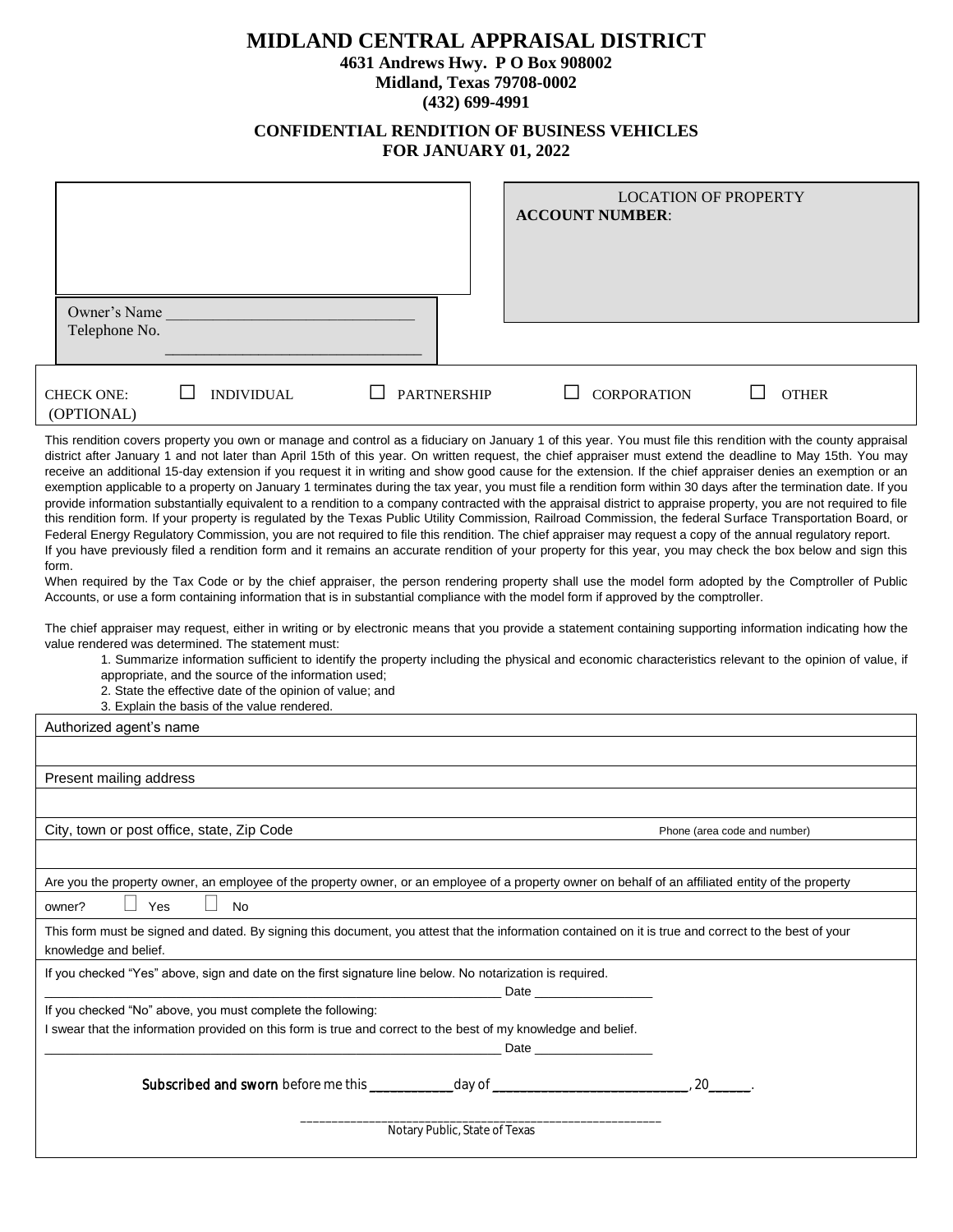# MIDLAND CENTRAL APPRAISAL DISTRICT

**4631 Andrews Hwy. P O Box 908002**
**Midland, Texas 79708-0002**
**(432) 699-4991**

## CONFIDENTIAL RENDITION OF BUSINESS VEHICLES
## FOR JANUARY 01, 2022

Owner's Name ______________________________
Telephone No. ______________________________

LOCATION OF PROPERTY
**ACCOUNT NUMBER**:

CHECK ONE: (OPTIONAL) ☐ INDIVIDUAL ☐ PARTNERSHIP ☐ CORPORATION ☐ OTHER

This rendition covers property you own or manage and control as a fiduciary on January 1 of this year. You must file this rendition with the county appraisal district after January 1 and not later than April 15th of this year. On written request, the chief appraiser must extend the deadline to May 15th. You may receive an additional 15-day extension if you request it in writing and show good cause for the extension. If the chief appraiser denies an exemption or an exemption applicable to a property on January 1 terminates during the tax year, you must file a rendition form within 30 days after the termination date. If you provide information substantially equivalent to a rendition to a company contracted with the appraisal district to appraise property, you are not required to file this rendition form. If your property is regulated by the Texas Public Utility Commission, Railroad Commission, the federal Surface Transportation Board, or Federal Energy Regulatory Commission, you are not required to file this rendition. The chief appraiser may request a copy of the annual regulatory report.
If you have previously filed a rendition form and it remains an accurate rendition of your property for this year, you may check the box below and sign this form.
When required by the Tax Code or by the chief appraiser, the person rendering property shall use the model form adopted by the Comptroller of Public Accounts, or use a form containing information that is in substantial compliance with the model form if approved by the comptroller.

The chief appraiser may request, either in writing or by electronic means that you provide a statement containing supporting information indicating how the value rendered was determined. The statement must:

1. Summarize information sufficient to identify the property including the physical and economic characteristics relevant to the opinion of value, if appropriate, and the source of the information used;
2. State the effective date of the opinion of value; and
3. Explain the basis of the value rendered.

Authorized agent's name

______________________________

Present mailing address

______________________________

City, town or post office, state, Zip Code — Phone (area code and number)

______________________________

Are you the property owner, an employee of the property owner, or an employee of a property owner on behalf of an affiliated entity of the property owner? ☐ Yes ☐ No

This form must be signed and dated. By signing this document, you attest that the information contained on it is true and correct to the best of your knowledge and belief.

If you checked "Yes" above, sign and date on the first signature line below. No notarization is required.

______________________________ Date ________________

If you checked "No" above, you must complete the following:
I swear that the information provided on this form is true and correct to the best of my knowledge and belief.

______________________________ Date ________________

**Subscribed and sworn** before me this ___________ day of ____________________________, 20______.

______________________________
Notary Public, State of Texas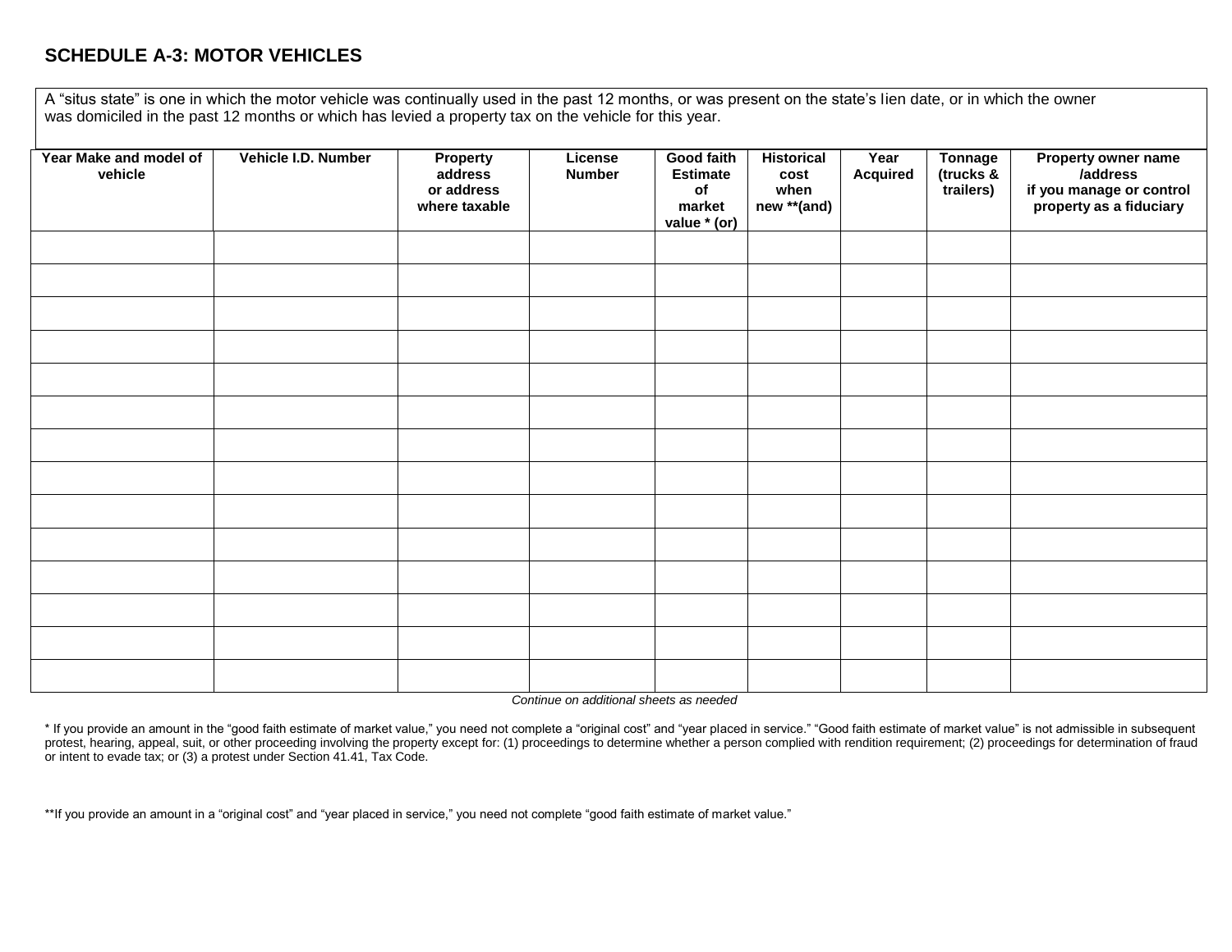## SCHEDULE A-3: MOTOR VEHICLES

A "situs state" is one in which the motor vehicle was continually used in the past 12 months, or was present on the state's lien date, or in which the owner was domiciled in the past 12 months or which has levied a property tax on the vehicle for this year.

| Year Make and model of vehicle | Vehicle I.D. Number | Property address or address where taxable | License Number | Good faith Estimate of market value * (or) | Historical cost when new **(and) | Year Acquired | Tonnage (trucks & trailers) | Property owner name /address if you manage or control property as a fiduciary |
|---|---|---|---|---|---|---|---|---|
| | | | | | | | | |
| | | | | | | | | |
| | | | | | | | | |
| | | | | | | | | |
| | | | | | | | | |
| | | | | | | | | |
| | | | | | | | | |
| | | | | | | | | |
| | | | | | | | | |
| | | | | | | | | |
| | | | | | | | | |
| | | | | | | | | |
| | | | | | | | | |
| | | | | | | | | |

*Continue on additional sheets as needed*

* If you provide an amount in the "good faith estimate of market value," you need not complete a "original cost" and "year placed in service." "Good faith estimate of market value" is not admissible in subsequent protest, hearing, appeal, suit, or other proceeding involving the property except for: (1) proceedings to determine whether a person complied with rendition requirement; (2) proceedings for determination of fraud or intent to evade tax; or (3) a protest under Section 41.41, Tax Code.

**If you provide an amount in a "original cost" and "year placed in service," you need not complete "good faith estimate of market value."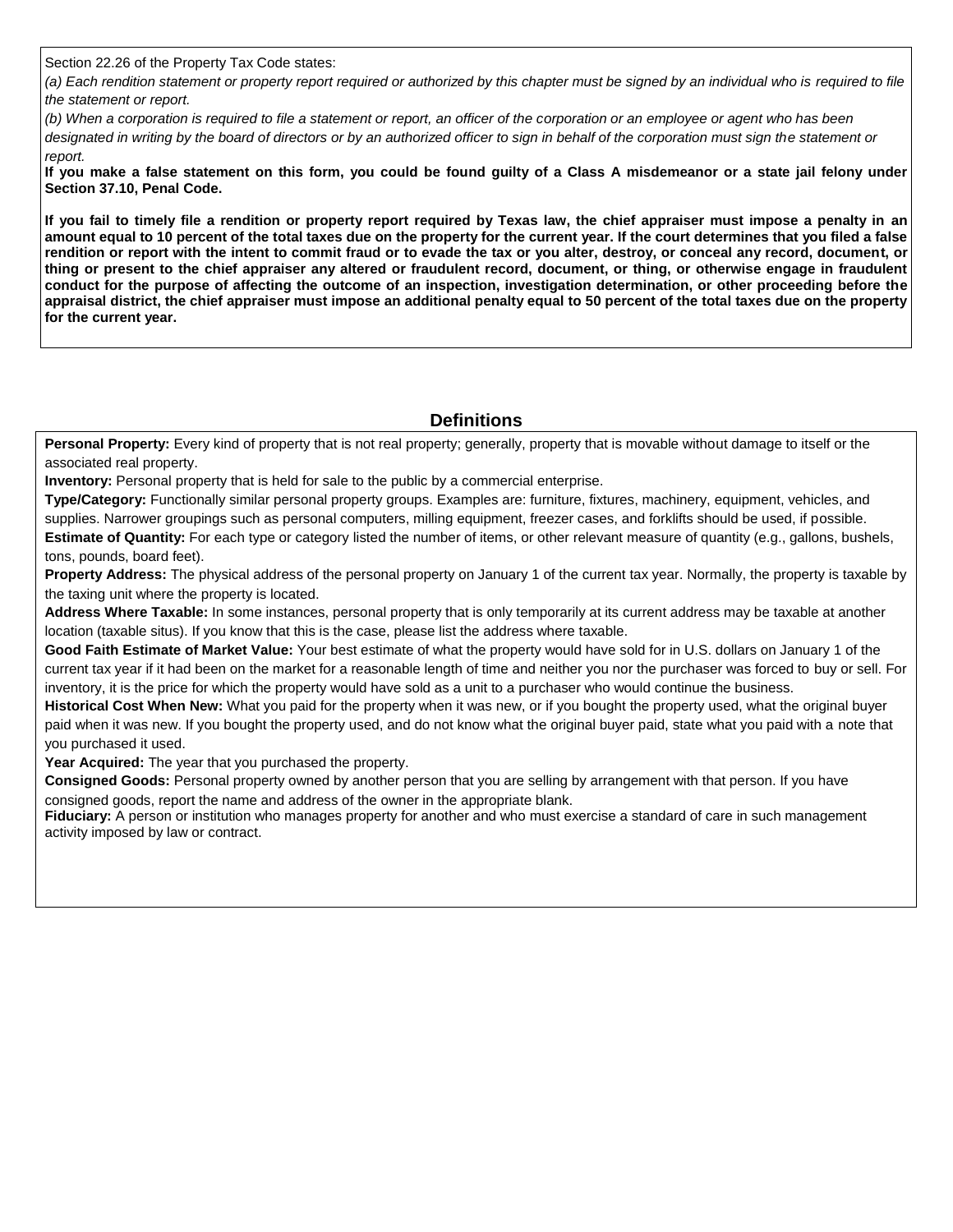Section 22.26 of the Property Tax Code states:

*(a) Each rendition statement or property report required or authorized by this chapter must be signed by an individual who is required to file the statement or report.*

*(b) When a corporation is required to file a statement or report, an officer of the corporation or an employee or agent who has been designated in writing by the board of directors or by an authorized officer to sign in behalf of the corporation must sign the statement or report.*

**If you make a false statement on this form, you could be found guilty of a Class A misdemeanor or a state jail felony under Section 37.10, Penal Code.**

**If you fail to timely file a rendition or property report required by Texas law, the chief appraiser must impose a penalty in an amount equal to 10 percent of the total taxes due on the property for the current year. If the court determines that you filed a false rendition or report with the intent to commit fraud or to evade the tax or you alter, destroy, or conceal any record, document, or thing or present to the chief appraiser any altered or fraudulent record, document, or thing, or otherwise engage in fraudulent conduct for the purpose of affecting the outcome of an inspection, investigation determination, or other proceeding before the appraisal district, the chief appraiser must impose an additional penalty equal to 50 percent of the total taxes due on the property for the current year.**

## Definitions

**Personal Property:** Every kind of property that is not real property; generally, property that is movable without damage to itself or the associated real property.

**Inventory:** Personal property that is held for sale to the public by a commercial enterprise.

**Type/Category:** Functionally similar personal property groups. Examples are: furniture, fixtures, machinery, equipment, vehicles, and supplies. Narrower groupings such as personal computers, milling equipment, freezer cases, and forklifts should be used, if possible.

**Estimate of Quantity:** For each type or category listed the number of items, or other relevant measure of quantity (e.g., gallons, bushels, tons, pounds, board feet).

**Property Address:** The physical address of the personal property on January 1 of the current tax year. Normally, the property is taxable by the taxing unit where the property is located.

**Address Where Taxable:** In some instances, personal property that is only temporarily at its current address may be taxable at another location (taxable situs). If you know that this is the case, please list the address where taxable.

**Good Faith Estimate of Market Value:** Your best estimate of what the property would have sold for in U.S. dollars on January 1 of the current tax year if it had been on the market for a reasonable length of time and neither you nor the purchaser was forced to buy or sell. For inventory, it is the price for which the property would have sold as a unit to a purchaser who would continue the business.

**Historical Cost When New:** What you paid for the property when it was new, or if you bought the property used, what the original buyer paid when it was new. If you bought the property used, and do not know what the original buyer paid, state what you paid with a note that you purchased it used.

**Year Acquired:** The year that you purchased the property.

**Consigned Goods:** Personal property owned by another person that you are selling by arrangement with that person. If you have consigned goods, report the name and address of the owner in the appropriate blank.

**Fiduciary:** A person or institution who manages property for another and who must exercise a standard of care in such management activity imposed by law or contract.